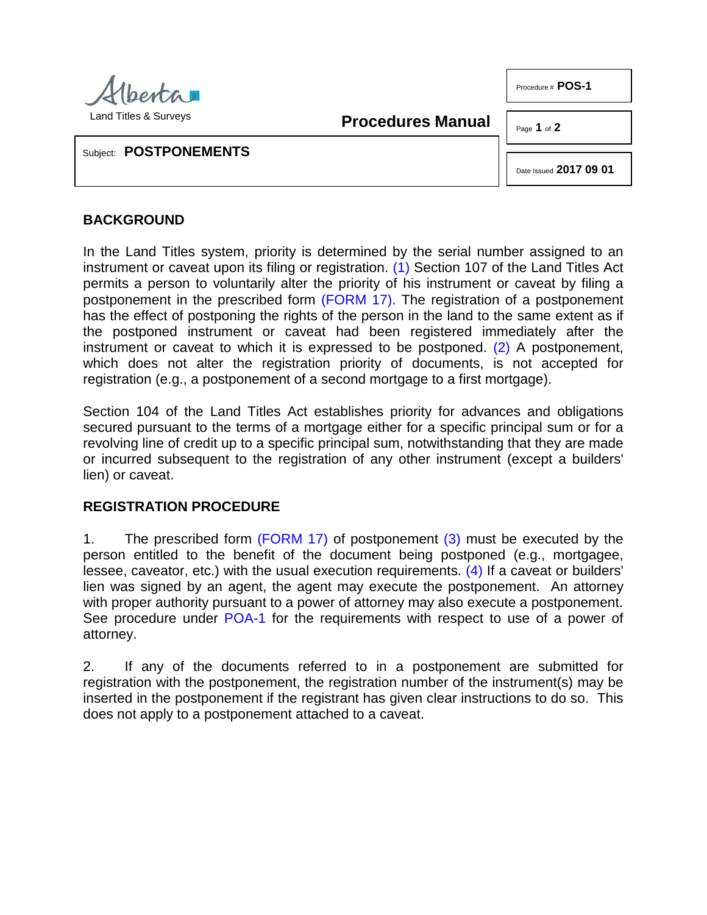Alberta
Land Titles & Surveys

**Procedures Manual**

Procedure # **POS-1**

Date Issued **2017 09 01**

Subject: **POSTPONEMENTS**

## BACKGROUND

In the Land Titles system, priority is determined by the serial number assigned to an instrument or caveat upon its filing or registration. (1) Section 107 of the Land Titles Act permits a person to voluntarily alter the priority of his instrument or caveat by filing a postponement in the prescribed form (FORM 17). The registration of a postponement has the effect of postponing the rights of the person in the land to the same extent as if the postponed instrument or caveat had been registered immediately after the instrument or caveat to which it is expressed to be postponed. (2) A postponement, which does not alter the registration priority of documents, is not accepted for registration (e.g., a postponement of a second mortgage to a first mortgage).

Section 104 of the Land Titles Act establishes priority for advances and obligations secured pursuant to the terms of a mortgage either for a specific principal sum or for a revolving line of credit up to a specific principal sum, notwithstanding that they are made or incurred subsequent to the registration of any other instrument (except a builders' lien) or caveat.

## REGISTRATION PROCEDURE

1. The prescribed form (FORM 17) of postponement (3) must be executed by the person entitled to the benefit of the document being postponed (e.g., mortgagee, lessee, caveator, etc.) with the usual execution requirements. (4) If a caveat or builders' lien was signed by an agent, the agent may execute the postponement. An attorney with proper authority pursuant to a power of attorney may also execute a postponement. See procedure under POA-1 for the requirements with respect to use of a power of attorney.

2. If any of the documents referred to in a postponement are submitted for registration with the postponement, the registration number of the instrument(s) may be inserted in the postponement if the registrant has given clear instructions to do so. This does not apply to a postponement attached to a caveat.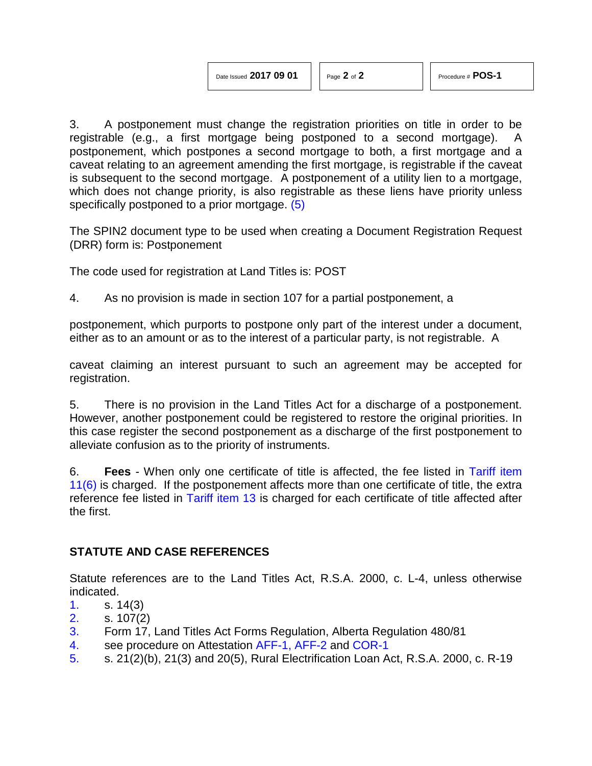3. A postponement must change the registration priorities on title in order to be registrable (e.g., a first mortgage being postponed to a second mortgage). A postponement, which postpones a second mortgage to both, a first mortgage and a caveat relating to an agreement amending the first mortgage, is registrable if the caveat is subsequent to the second mortgage. A postponement of a utility lien to a mortgage, which does not change priority, is also registrable as these liens have priority unless specifically postponed to a prior mortgage. (5)

The SPIN2 document type to be used when creating a Document Registration Request (DRR) form is: Postponement

The code used for registration at Land Titles is: POST

4. As no provision is made in section 107 for a partial postponement, a

postponement, which purports to postpone only part of the interest under a document, either as to an amount or as to the interest of a particular party, is not registrable. A

caveat claiming an interest pursuant to such an agreement may be accepted for registration.

5. There is no provision in the Land Titles Act for a discharge of a postponement. However, another postponement could be registered to restore the original priorities. In this case register the second postponement as a discharge of the first postponement to alleviate confusion as to the priority of instruments.

6. **Fees** - When only one certificate of title is affected, the fee listed in Tariff item 11(6) is charged. If the postponement affects more than one certificate of title, the extra reference fee listed in Tariff item 13 is charged for each certificate of title affected after the first.

## STATUTE AND CASE REFERENCES

Statute references are to the Land Titles Act, R.S.A. 2000, c. L-4, unless otherwise indicated.

1. s. 14(3)
2. s. 107(2)
3. Form 17, Land Titles Act Forms Regulation, Alberta Regulation 480/81
4. see procedure on Attestation AFF-1, AFF-2 and COR-1
5. s. 21(2)(b), 21(3) and 20(5), Rural Electrification Loan Act, R.S.A. 2000, c. R-19